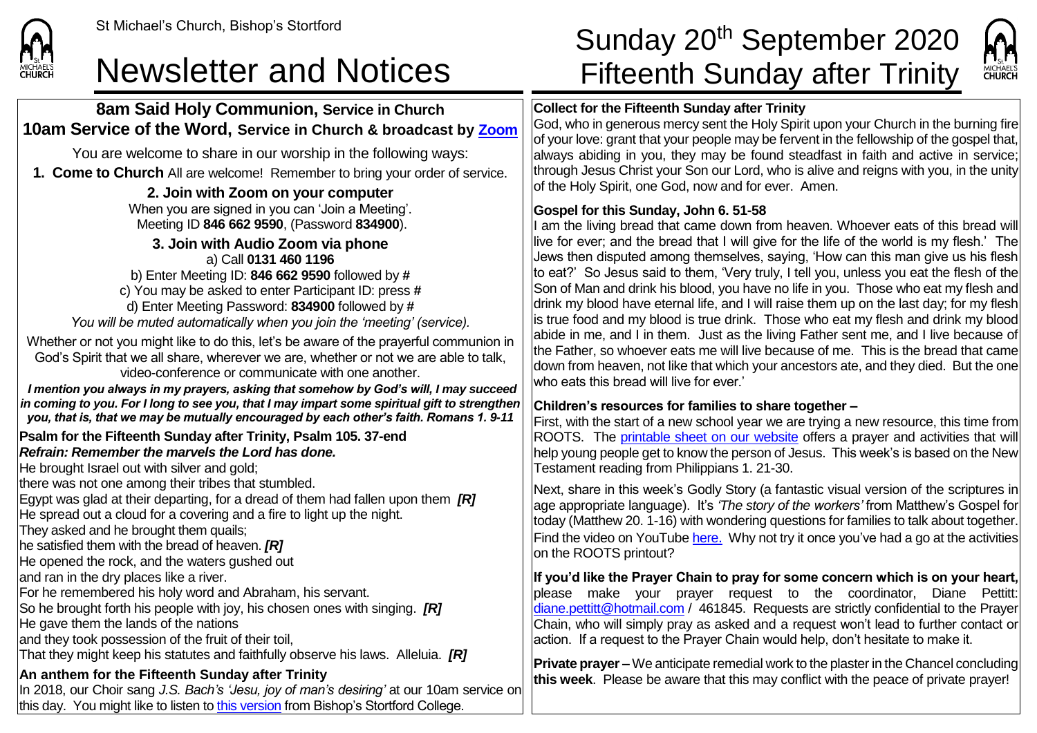St Michael's Church, Bishop's Stortford

# Newsletter and Notices

# Sunday 20th September 2020 Fifteenth Sunday after Trinity

## 8am Said Holy Communion, Service in Church
## 10am Service of the Word, Service in Church & broadcast by Zoom

You are welcome to share in our worship in the following ways:

**1. Come to Church** All are welcome! Remember to bring your order of service.

**2. Join with Zoom on your computer**

When you are signed in you can 'Join a Meeting'.
Meeting ID **846 662 9590**, (Password **834900**).

**3. Join with Audio Zoom via phone**

a) Call **0131 460 1196**
b) Enter Meeting ID: **846 662 9590** followed by **#**
c) You may be asked to enter Participant ID: press **#**
d) Enter Meeting Password: **834900** followed by **#**
*You will be muted automatically when you join the 'meeting' (service).*

Whether or not you might like to do this, let's be aware of the prayerful communion in God's Spirit that we all share, wherever we are, whether or not we are able to talk, video-conference or communicate with one another.

***I mention you always in my prayers, asking that somehow by God's will, I may succeed in coming to you. For I long to see you, that I may impart some spiritual gift to strengthen you, that is, that we may be mutually encouraged by each other's faith. Romans 1. 9-11***

**Psalm for the Fifteenth Sunday after Trinity, Psalm 105. 37-end**
***Refrain: Remember the marvels the Lord has done.***

He brought Israel out with silver and gold;
there was not one among their tribes that stumbled.
Egypt was glad at their departing, for a dread of them had fallen upon them ***[R]***
He spread out a cloud for a covering and a fire to light up the night.
They asked and he brought them quails;
he satisfied them with the bread of heaven. ***[R]***
He opened the rock, and the waters gushed out
and ran in the dry places like a river.
For he remembered his holy word and Abraham, his servant.
So he brought forth his people with joy, his chosen ones with singing. ***[R]***
He gave them the lands of the nations
and they took possession of the fruit of their toil,
That they might keep his statutes and faithfully observe his laws. Alleluia. ***[R]***

**An anthem for the Fifteenth Sunday after Trinity**

In 2018, our Choir sang *J.S. Bach's 'Jesu, joy of man's desiring'* at our 10am service on this day. You might like to listen to this version from Bishop's Stortford College.

**Collect for the Fifteenth Sunday after Trinity**

God, who in generous mercy sent the Holy Spirit upon your Church in the burning fire of your love: grant that your people may be fervent in the fellowship of the gospel that, always abiding in you, they may be found steadfast in faith and active in service; through Jesus Christ your Son our Lord, who is alive and reigns with you, in the unity of the Holy Spirit, one God, now and for ever. Amen.

**Gospel for this Sunday, John 6. 51-58**

I am the living bread that came down from heaven. Whoever eats of this bread will live for ever; and the bread that I will give for the life of the world is my flesh.' The Jews then disputed among themselves, saying, 'How can this man give us his flesh to eat?' So Jesus said to them, 'Very truly, I tell you, unless you eat the flesh of the Son of Man and drink his blood, you have no life in you. Those who eat my flesh and drink my blood have eternal life, and I will raise them up on the last day; for my flesh is true food and my blood is true drink. Those who eat my flesh and drink my blood abide in me, and I in them. Just as the living Father sent me, and I live because of the Father, so whoever eats me will live because of me. This is the bread that came down from heaven, not like that which your ancestors ate, and they died. But the one who eats this bread will live for ever.'

**Children's resources for families to share together –**

First, with the start of a new school year we are trying a new resource, this time from ROOTS. The printable sheet on our website offers a prayer and activities that will help young people get to know the person of Jesus. This week's is based on the New Testament reading from Philippians 1. 21-30.

Next, share in this week's Godly Story (a fantastic visual version of the scriptures in age appropriate language). It's *'The story of the workers'* from Matthew's Gospel for today (Matthew 20. 1-16) with wondering questions for families to talk about together. Find the video on YouTube here. Why not try it once you've had a go at the activities on the ROOTS printout?

**If you'd like the Prayer Chain to pray for some concern which is on your heart,** please make your prayer request to the coordinator, Diane Pettitt: diane.pettitt@hotmail.com / 461845. Requests are strictly confidential to the Prayer Chain, who will simply pray as asked and a request won't lead to further contact or action. If a request to the Prayer Chain would help, don't hesitate to make it.

**Private prayer –** We anticipate remedial work to the plaster in the Chancel concluding **this week**. Please be aware that this may conflict with the peace of private prayer!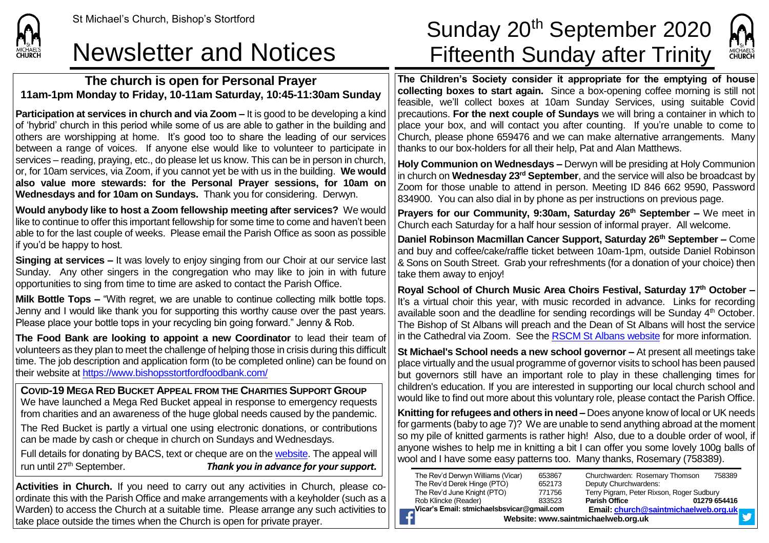St Michael's Church, Bishop's Stortford

# Newsletter and Notices

# Sunday 20th September 2020 Fifteenth Sunday after Trinity

## The church is open for Personal Prayer
### 11am-1pm Monday to Friday, 10-11am Saturday, 10:45-11:30am Sunday

**Participation at services in church and via Zoom –** It is good to be developing a kind of 'hybrid' church in this period while some of us are able to gather in the building and others are worshipping at home. It's good too to share the leading of our services between a range of voices. If anyone else would like to volunteer to participate in services – reading, praying, etc., do please let us know. This can be in person in church, or, for 10am services, via Zoom, if you cannot yet be with us in the building. **We would also value more stewards: for the Personal Prayer sessions, for 10am on Wednesdays and for 10am on Sundays.** Thank you for considering. Derwyn.

**Would anybody like to host a Zoom fellowship meeting after services?** We would like to continue to offer this important fellowship for some time to come and haven't been able to for the last couple of weeks. Please email the Parish Office as soon as possible if you'd be happy to host.

**Singing at services –** It was lovely to enjoy singing from our Choir at our service last Sunday. Any other singers in the congregation who may like to join in with future opportunities to sing from time to time are asked to contact the Parish Office.

**Milk Bottle Tops –** "With regret, we are unable to continue collecting milk bottle tops. Jenny and I would like thank you for supporting this worthy cause over the past years. Please place your bottle tops in your recycling bin going forward." Jenny & Rob.

**The Food Bank are looking to appoint a new Coordinator** to lead their team of volunteers as they plan to meet the challenge of helping those in crisis during this difficult time. The job description and application form (to be completed online) can be found on their website at https://www.bishopsstortfordfoodbank.com/

**COVID-19 MEGA RED BUCKET APPEAL FROM THE CHARITIES SUPPORT GROUP**
We have launched a Mega Red Bucket appeal in response to emergency requests from charities and an awareness of the huge global needs caused by the pandemic.

The Red Bucket is partly a virtual one using electronic donations, or contributions can be made by cash or cheque in church on Sundays and Wednesdays.

Full details for donating by BACS, text or cheque are on the website. The appeal will run until 27th September. ***Thank you in advance for your support.***

**Activities in Church.** If you need to carry out any activities in Church, please co-ordinate this with the Parish Office and make arrangements with a keyholder (such as a Warden) to access the Church at a suitable time. Please arrange any such activities to take place outside the times when the Church is open for private prayer.

**The Children's Society consider it appropriate for the emptying of house collecting boxes to start again.** Since a box-opening coffee morning is still not feasible, we'll collect boxes at 10am Sunday Services, using suitable Covid precautions. **For the next couple of Sundays** we will bring a container in which to place your box, and will contact you after counting. If you're unable to come to Church, please phone 659476 and we can make alternative arrangements. Many thanks to our box-holders for all their help, Pat and Alan Matthews.

**Holy Communion on Wednesdays –** Derwyn will be presiding at Holy Communion in church on **Wednesday 23rd September**, and the service will also be broadcast by Zoom for those unable to attend in person. Meeting ID 846 662 9590, Password 834900. You can also dial in by phone as per instructions on previous page.

**Prayers for our Community, 9:30am, Saturday 26th September –** We meet in Church each Saturday for a half hour session of informal prayer. All welcome.

**Daniel Robinson Macmillan Cancer Support, Saturday 26th September –** Come and buy and coffee/cake/raffle ticket between 10am-1pm, outside Daniel Robinson & Sons on South Street. Grab your refreshments (for a donation of your choice) then take them away to enjoy!

**Royal School of Church Music Area Choirs Festival, Saturday 17th October –** It's a virtual choir this year, with music recorded in advance. Links for recording available soon and the deadline for sending recordings will be Sunday 4th October. The Bishop of St Albans will preach and the Dean of St Albans will host the service in the Cathedral via Zoom. See the RSCM St Albans website for more information.

**St Michael's School needs a new school governor –** At present all meetings take place virtually and the usual programme of governor visits to school has been paused but governors still have an important role to play in these challenging times for children's education. If you are interested in supporting our local church school and would like to find out more about this voluntary role, please contact the Parish Office.

**Knitting for refugees and others in need –** Does anyone know of local or UK needs for garments (baby to age 7)? We are unable to send anything abroad at the moment so my pile of knitted garments is rather high! Also, due to a double order of wool, if anyone wishes to help me in knitting a bit I can offer you some lovely 100g balls of wool and I have some easy patterns too. Many thanks, Rosemary (758389).

| | | | |
|---|---|---|---|
| The Rev'd Derwyn Williams (Vicar) | 653867 | Churchwarden: Rosemary Thomson | 758389 |
| The Rev'd Derek Hinge (PTO) | 652173 | Deputy Churchwardens: | |
| The Rev'd June Knight (PTO) | 771756 | Terry Pigram, Peter Rixson, Roger Sudbury | |
| Rob Klincke (Reader) | 833523 | **Parish Office** | **01279 654416** |

**Vicar's Email: stmichaelsbsvicar@gmail.com** **Email: church@saintmichaelweb.org.uk**

**Website: www.saintmichaelweb.org.uk**